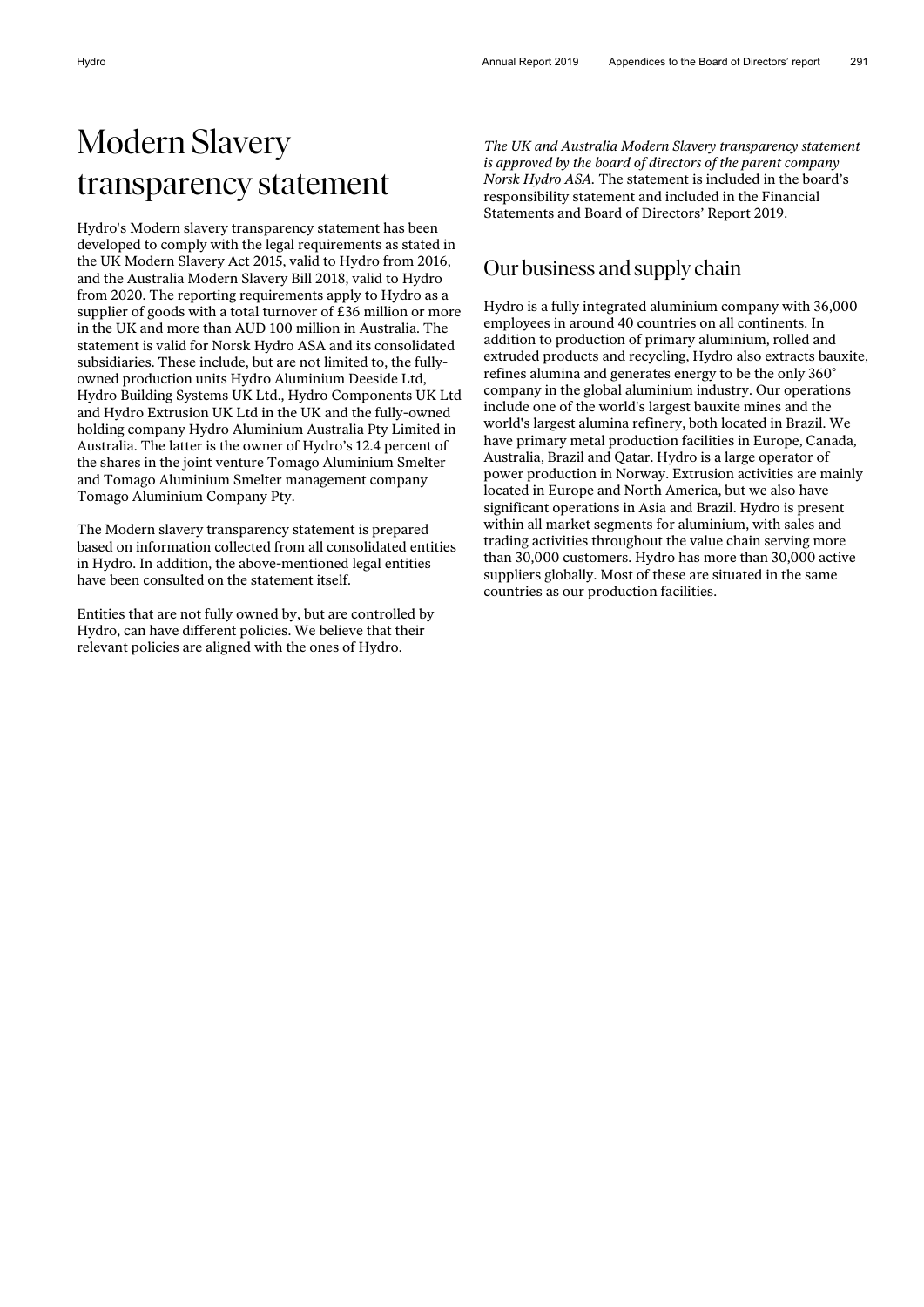# Modern Slavery transparency statement

Hydro's Modern slavery transparency statement has been developed to comply with the legal requirements as stated in the UK Modern Slavery Act 2015, valid to Hydro from 2016, and the Australia Modern Slavery Bill 2018, valid to Hydro from 2020. The reporting requirements apply to Hydro as a supplier of goods with a total turnover of £36 million or more in the UK and more than AUD 100 million in Australia. The statement is valid for Norsk Hydro ASA and its consolidated subsidiaries. These include, but are not limited to, the fully-owned production units Hydro Aluminium Deeside Ltd, Hydro Building Systems UK Ltd., Hydro Components UK Ltd and Hydro Extrusion UK Ltd in the UK and the fully-owned holding company Hydro Aluminium Australia Pty Limited in Australia. The latter is the owner of Hydro's 12.4 percent of the shares in the joint venture Tomago Aluminium Smelter and Tomago Aluminium Smelter management company Tomago Aluminium Company Pty.

The Modern slavery transparency statement is prepared based on information collected from all consolidated entities in Hydro. In addition, the above-mentioned legal entities have been consulted on the statement itself.

Entities that are not fully owned by, but are controlled by Hydro, can have different policies. We believe that their relevant policies are aligned with the ones of Hydro.

*The UK and Australia Modern Slavery transparency statement is approved by the board of directors of the parent company Norsk Hydro ASA.* The statement is included in the board's responsibility statement and included in the Financial Statements and Board of Directors' Report 2019.

## Our business and supply chain

Hydro is a fully integrated aluminium company with 36,000 employees in around 40 countries on all continents. In addition to production of primary aluminium, rolled and extruded products and recycling, Hydro also extracts bauxite, refines alumina and generates energy to be the only 360° company in the global aluminium industry. Our operations include one of the world's largest bauxite mines and the world's largest alumina refinery, both located in Brazil. We have primary metal production facilities in Europe, Canada, Australia, Brazil and Qatar. Hydro is a large operator of power production in Norway. Extrusion activities are mainly located in Europe and North America, but we also have significant operations in Asia and Brazil. Hydro is present within all market segments for aluminium, with sales and trading activities throughout the value chain serving more than 30,000 customers. Hydro has more than 30,000 active suppliers globally. Most of these are situated in the same countries as our production facilities.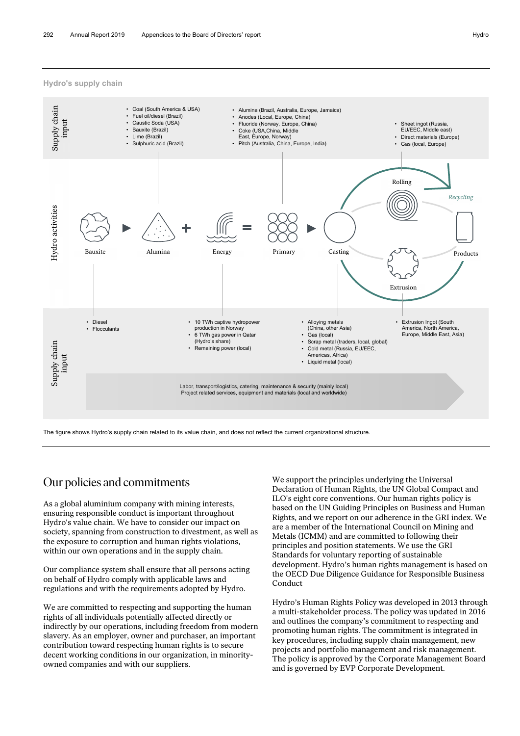### Hydro's supply chain

**Supply chain input**

- Coal (South America & USA)
- Fuel oil/diesel (Brazil)
- Caustic Soda (USA)
- Bauxite (Brazil)
- Lime (Brazil)
- Sulphuric acid (Brazil)

- Alumina (Brazil, Australia, Europe, Jamaica)
- Anodes (Local, Europe, China)
- Fluoride (Norway, Europe, China)
- Coke (USA,China, Middle East, Europe, Norway)
- Pitch (Australia, China, Europe, India)

- Sheet ingot (Russia, EU/EEC, Middle east)
- Direct materials (Europe)
- Gas (local, Europe)

**Hydro activities**

Bauxite ▶ Alumina + Energy = Primary ▶ Casting — Rolling — Extrusion — Products — *Recycling*

**Supply chain input**

- Diesel
- Flocculants

- 10 TWh captive hydropower production in Norway
- 6 TWh gas power in Qatar (Hydro's share)
- Remaining power (local)

- Alloying metals (China, other Asia)
- Gas (local)
- Scrap metal (traders, local, global)
- Cold metal (Russia, EU/EEC, Americas, Africa)
- Liquid metal (local)

- Extrusion Ingot (South America, North America, Europe, Middle East, Asia)

Labor, transport/logistics, catering, maintenance & security (mainly local)
Project related services, equipment and materials (local and worldwide)

The figure shows Hydro's supply chain related to its value chain, and does not reflect the current organizational structure.

## Our policies and commitments

As a global aluminium company with mining interests, ensuring responsible conduct is important throughout Hydro's value chain. We have to consider our impact on society, spanning from construction to divestment, as well as the exposure to corruption and human rights violations, within our own operations and in the supply chain.

Our compliance system shall ensure that all persons acting on behalf of Hydro comply with applicable laws and regulations and with the requirements adopted by Hydro.

We are committed to respecting and supporting the human rights of all individuals potentially affected directly or indirectly by our operations, including freedom from modern slavery. As an employer, owner and purchaser, an important contribution toward respecting human rights is to secure decent working conditions in our organization, in minority-owned companies and with our suppliers.

We support the principles underlying the Universal Declaration of Human Rights, the UN Global Compact and ILO's eight core conventions. Our human rights policy is based on the UN Guiding Principles on Business and Human Rights, and we report on our adherence in the GRI index. We are a member of the International Council on Mining and Metals (ICMM) and are committed to following their principles and position statements. We use the GRI Standards for voluntary reporting of sustainable development. Hydro's human rights management is based on the OECD Due Diligence Guidance for Responsible Business Conduct

Hydro's Human Rights Policy was developed in 2013 through a multi-stakeholder process. The policy was updated in 2016 and outlines the company's commitment to respecting and promoting human rights. The commitment is integrated in key procedures, including supply chain management, new projects and portfolio management and risk management. The policy is approved by the Corporate Management Board and is governed by EVP Corporate Development.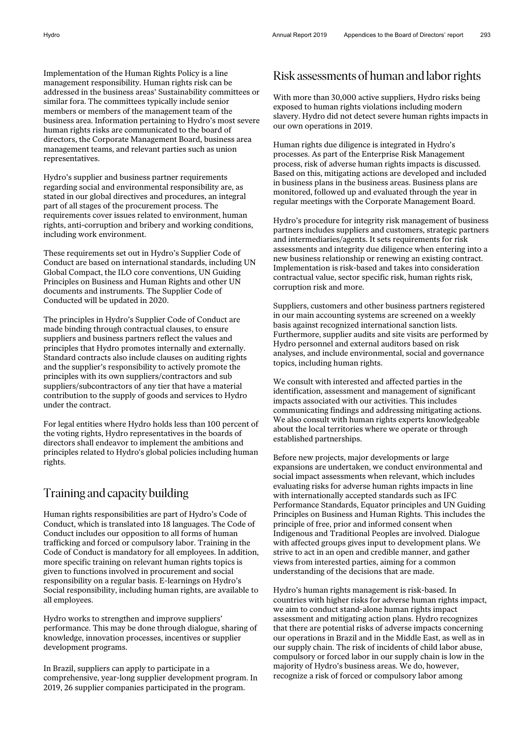Implementation of the Human Rights Policy is a line management responsibility. Human rights risk can be addressed in the business areas' Sustainability committees or similar fora. The committees typically include senior members or members of the management team of the business area. Information pertaining to Hydro's most severe human rights risks are communicated to the board of directors, the Corporate Management Board, business area management teams, and relevant parties such as union representatives.

Hydro's supplier and business partner requirements regarding social and environmental responsibility are, as stated in our global directives and procedures, an integral part of all stages of the procurement process. The requirements cover issues related to environment, human rights, anti-corruption and bribery and working conditions, including work environment.

These requirements set out in Hydro's Supplier Code of Conduct are based on international standards, including UN Global Compact, the ILO core conventions, UN Guiding Principles on Business and Human Rights and other UN documents and instruments. The Supplier Code of Conducted will be updated in 2020.

The principles in Hydro's Supplier Code of Conduct are made binding through contractual clauses, to ensure suppliers and business partners reflect the values and principles that Hydro promotes internally and externally. Standard contracts also include clauses on auditing rights and the supplier's responsibility to actively promote the principles with its own suppliers/contractors and sub suppliers/subcontractors of any tier that have a material contribution to the supply of goods and services to Hydro under the contract.

For legal entities where Hydro holds less than 100 percent of the voting rights, Hydro representatives in the boards of directors shall endeavor to implement the ambitions and principles related to Hydro's global policies including human rights.

## Training and capacity building

Human rights responsibilities are part of Hydro's Code of Conduct, which is translated into 18 languages. The Code of Conduct includes our opposition to all forms of human trafficking and forced or compulsory labor. Training in the Code of Conduct is mandatory for all employees. In addition, more specific training on relevant human rights topics is given to functions involved in procurement and social responsibility on a regular basis. E-learnings on Hydro's Social responsibility, including human rights, are available to all employees.

Hydro works to strengthen and improve suppliers' performance. This may be done through dialogue, sharing of knowledge, innovation processes, incentives or supplier development programs.

In Brazil, suppliers can apply to participate in a comprehensive, year-long supplier development program. In 2019, 26 supplier companies participated in the program.

## Risk assessments of human and labor rights

With more than 30,000 active suppliers, Hydro risks being exposed to human rights violations including modern slavery. Hydro did not detect severe human rights impacts in our own operations in 2019.

Human rights due diligence is integrated in Hydro's processes. As part of the Enterprise Risk Management process, risk of adverse human rights impacts is discussed. Based on this, mitigating actions are developed and included in business plans in the business areas. Business plans are monitored, followed up and evaluated through the year in regular meetings with the Corporate Management Board.

Hydro's procedure for integrity risk management of business partners includes suppliers and customers, strategic partners and intermediaries/agents. It sets requirements for risk assessments and integrity due diligence when entering into a new business relationship or renewing an existing contract. Implementation is risk-based and takes into consideration contractual value, sector specific risk, human rights risk, corruption risk and more.

Suppliers, customers and other business partners registered in our main accounting systems are screened on a weekly basis against recognized international sanction lists. Furthermore, supplier audits and site visits are performed by Hydro personnel and external auditors based on risk analyses, and include environmental, social and governance topics, including human rights.

We consult with interested and affected parties in the identification, assessment and management of significant impacts associated with our activities. This includes communicating findings and addressing mitigating actions. We also consult with human rights experts knowledgeable about the local territories where we operate or through established partnerships.

Before new projects, major developments or large expansions are undertaken, we conduct environmental and social impact assessments when relevant, which includes evaluating risks for adverse human rights impacts in line with internationally accepted standards such as IFC Performance Standards, Equator principles and UN Guiding Principles on Business and Human Rights. This includes the principle of free, prior and informed consent when Indigenous and Traditional Peoples are involved. Dialogue with affected groups gives input to development plans. We strive to act in an open and credible manner, and gather views from interested parties, aiming for a common understanding of the decisions that are made.

Hydro's human rights management is risk-based. In countries with higher risks for adverse human rights impact, we aim to conduct stand-alone human rights impact assessment and mitigating action plans. Hydro recognizes that there are potential risks of adverse impacts concerning our operations in Brazil and in the Middle East, as well as in our supply chain. The risk of incidents of child labor abuse, compulsory or forced labor in our supply chain is low in the majority of Hydro's business areas. We do, however, recognize a risk of forced or compulsory labor among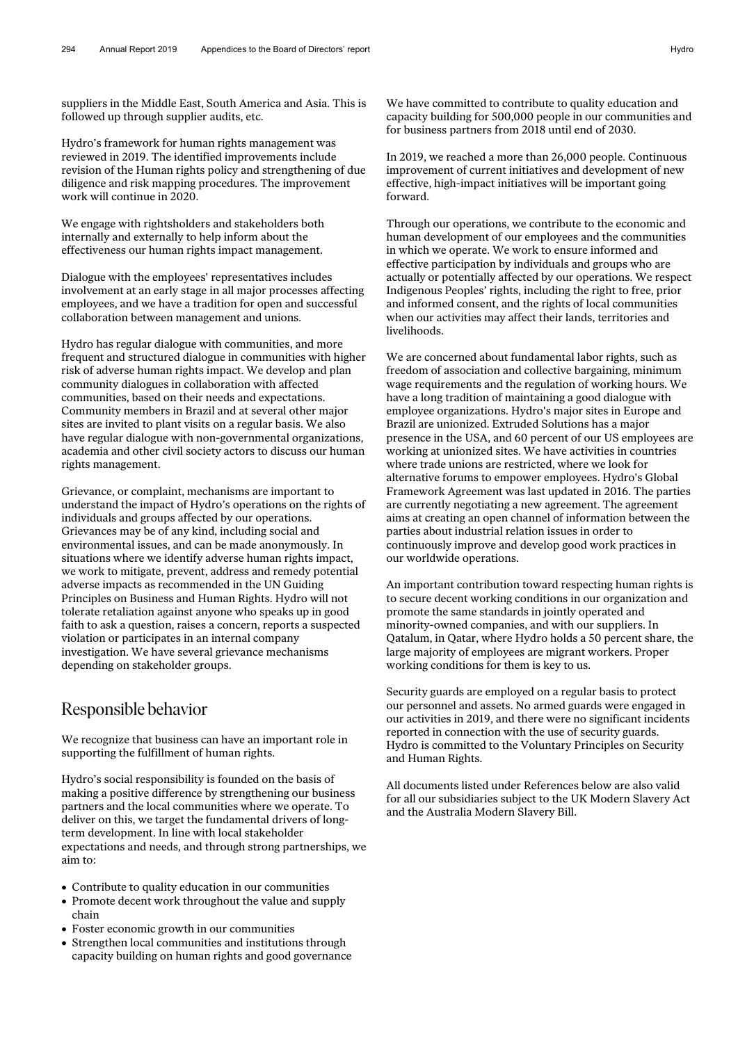suppliers in the Middle East, South America and Asia. This is followed up through supplier audits, etc.

Hydro's framework for human rights management was reviewed in 2019. The identified improvements include revision of the Human rights policy and strengthening of due diligence and risk mapping procedures. The improvement work will continue in 2020.

We engage with rightsholders and stakeholders both internally and externally to help inform about the effectiveness our human rights impact management.

Dialogue with the employees' representatives includes involvement at an early stage in all major processes affecting employees, and we have a tradition for open and successful collaboration between management and unions.

Hydro has regular dialogue with communities, and more frequent and structured dialogue in communities with higher risk of adverse human rights impact. We develop and plan community dialogues in collaboration with affected communities, based on their needs and expectations. Community members in Brazil and at several other major sites are invited to plant visits on a regular basis. We also have regular dialogue with non-governmental organizations, academia and other civil society actors to discuss our human rights management.

Grievance, or complaint, mechanisms are important to understand the impact of Hydro's operations on the rights of individuals and groups affected by our operations. Grievances may be of any kind, including social and environmental issues, and can be made anonymously. In situations where we identify adverse human rights impact, we work to mitigate, prevent, address and remedy potential adverse impacts as recommended in the UN Guiding Principles on Business and Human Rights. Hydro will not tolerate retaliation against anyone who speaks up in good faith to ask a question, raises a concern, reports a suspected violation or participates in an internal company investigation. We have several grievance mechanisms depending on stakeholder groups.

## Responsible behavior

We recognize that business can have an important role in supporting the fulfillment of human rights.

Hydro's social responsibility is founded on the basis of making a positive difference by strengthening our business partners and the local communities where we operate. To deliver on this, we target the fundamental drivers of long-term development. In line with local stakeholder expectations and needs, and through strong partnerships, we aim to:

- Contribute to quality education in our communities
- Promote decent work throughout the value and supply chain
- Foster economic growth in our communities
- Strengthen local communities and institutions through capacity building on human rights and good governance

We have committed to contribute to quality education and capacity building for 500,000 people in our communities and for business partners from 2018 until end of 2030.

In 2019, we reached a more than 26,000 people. Continuous improvement of current initiatives and development of new effective, high-impact initiatives will be important going forward.

Through our operations, we contribute to the economic and human development of our employees and the communities in which we operate. We work to ensure informed and effective participation by individuals and groups who are actually or potentially affected by our operations. We respect Indigenous Peoples' rights, including the right to free, prior and informed consent, and the rights of local communities when our activities may affect their lands, territories and livelihoods.

We are concerned about fundamental labor rights, such as freedom of association and collective bargaining, minimum wage requirements and the regulation of working hours. We have a long tradition of maintaining a good dialogue with employee organizations. Hydro's major sites in Europe and Brazil are unionized. Extruded Solutions has a major presence in the USA, and 60 percent of our US employees are working at unionized sites. We have activities in countries where trade unions are restricted, where we look for alternative forums to empower employees. Hydro's Global Framework Agreement was last updated in 2016. The parties are currently negotiating a new agreement. The agreement aims at creating an open channel of information between the parties about industrial relation issues in order to continuously improve and develop good work practices in our worldwide operations.

An important contribution toward respecting human rights is to secure decent working conditions in our organization and promote the same standards in jointly operated and minority-owned companies, and with our suppliers. In Qatalum, in Qatar, where Hydro holds a 50 percent share, the large majority of employees are migrant workers. Proper working conditions for them is key to us.

Security guards are employed on a regular basis to protect our personnel and assets. No armed guards were engaged in our activities in 2019, and there were no significant incidents reported in connection with the use of security guards. Hydro is committed to the Voluntary Principles on Security and Human Rights.

All documents listed under References below are also valid for all our subsidiaries subject to the UK Modern Slavery Act and the Australia Modern Slavery Bill.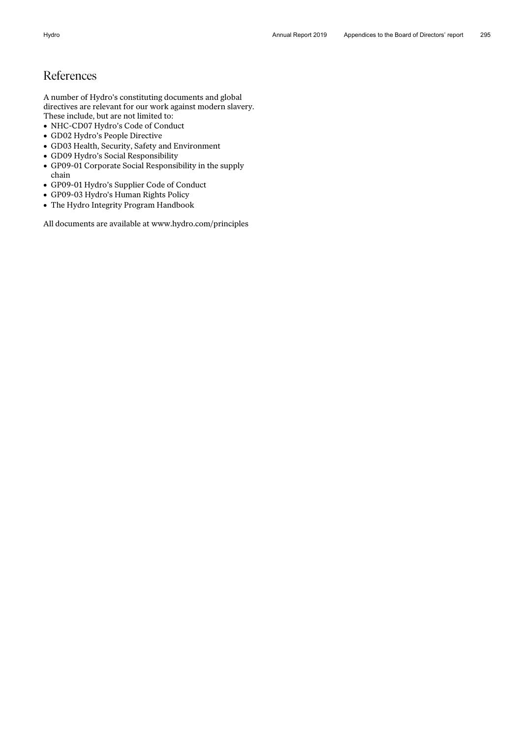# References

A number of Hydro's constituting documents and global directives are relevant for our work against modern slavery. These include, but are not limited to:

- NHC-CD07 Hydro's Code of Conduct
- GD02 Hydro's People Directive
- GD03 Health, Security, Safety and Environment
- GD09 Hydro's Social Responsibility
- GP09-01 Corporate Social Responsibility in the supply chain
- GP09-01 Hydro's Supplier Code of Conduct
- GP09-03 Hydro's Human Rights Policy
- The Hydro Integrity Program Handbook

All documents are available at www.hydro.com/principles